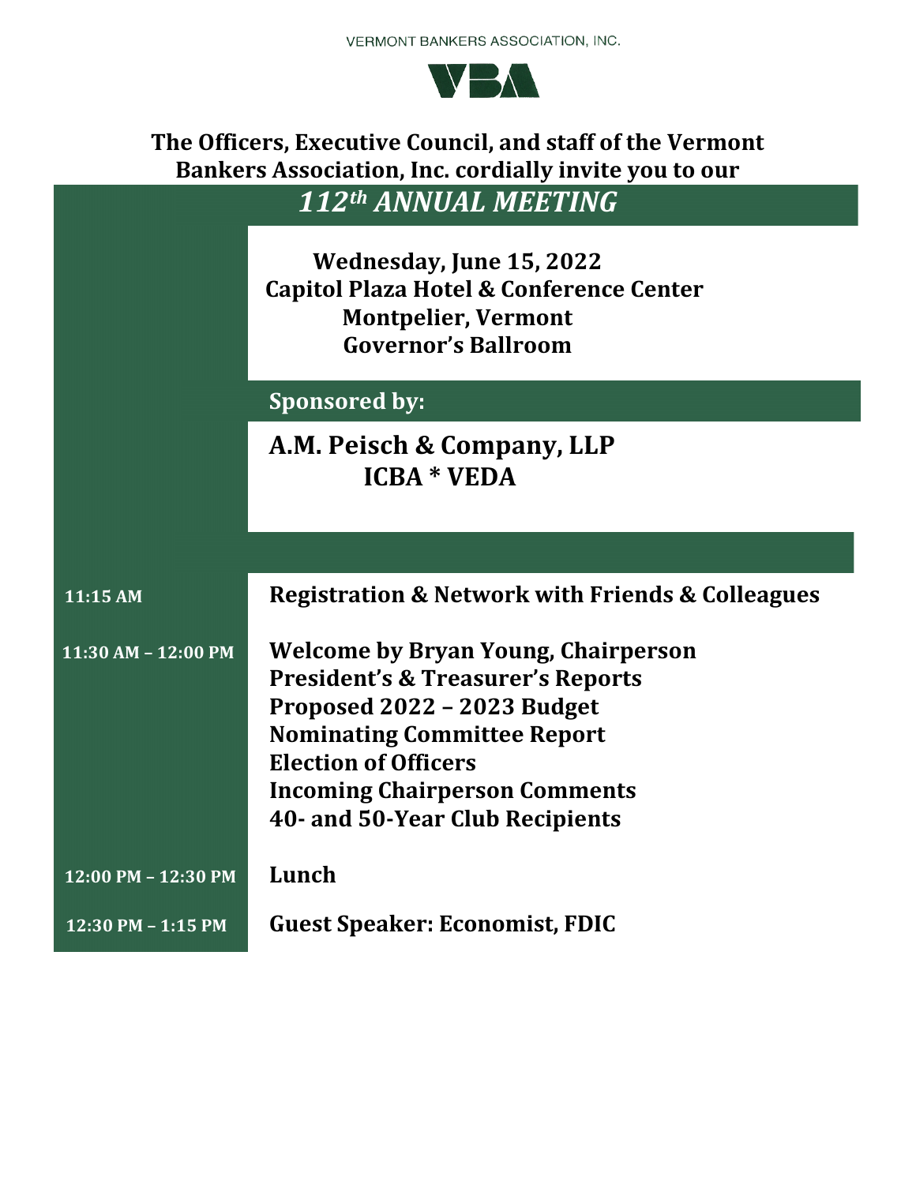VERMONT BANKERS ASSOCIATION, INC.

VBA

**The Officers, Executive Council, and staff of the Vermont Bankers Association, Inc. cordially invite you to our**

# *112th ANNUAL MEETING*

**Wednesday, June 15, 2022**
**Capitol Plaza Hotel & Conference Center**
**Montpelier, Vermont**
**Governor's Ballroom**

**Sponsored by:**

**A.M. Peisch & Company, LLP**
**ICBA * VEDA**

| | |
|---|---|
| **11:15 AM** | **Registration & Network with Friends & Colleagues** |
| **11:30 AM – 12:00 PM** | **Welcome by Bryan Young, Chairperson**<br>**President's & Treasurer's Reports**<br>**Proposed 2022 – 2023 Budget**<br>**Nominating Committee Report**<br>**Election of Officers**<br>**Incoming Chairperson Comments**<br>**40- and 50-Year Club Recipients** |
| **12:00 PM – 12:30 PM** | **Lunch** |
| **12:30 PM – 1:15 PM** | **Guest Speaker: Economist, FDIC** |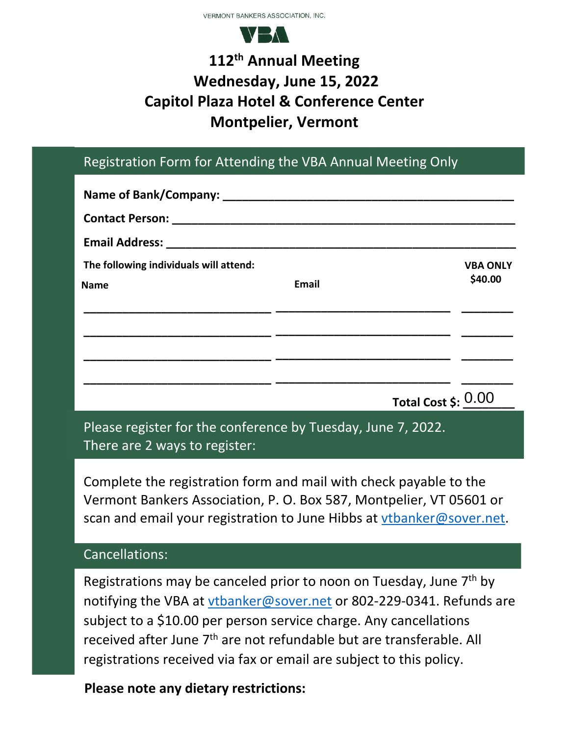VERMONT BANKERS ASSOCIATION, INC.

VBA

# 112th Annual Meeting
# Wednesday, June 15, 2022
# Capitol Plaza Hotel & Conference Center
# Montpelier, Vermont

## Registration Form for Attending the VBA Annual Meeting Only

**Name of Bank/Company:** ____________________________________________

**Contact Person:** ____________________________________________

**Email Address:** ____________________________________________

**The following individuals will attend:**

| Name | Email | VBA ONLY $40.00 |
|---|---|---|
| ________________________ | ________________________ | ________ |
| ________________________ | ________________________ | ________ |
| ________________________ | ________________________ | ________ |
| ________________________ | ________________________ | ________ |

**Total Cost $:** 0.00

Please register for the conference by Tuesday, June 7, 2022.
There are 2 ways to register:

Complete the registration form and mail with check payable to the Vermont Bankers Association, P. O. Box 587, Montpelier, VT 05601 or scan and email your registration to June Hibbs at vtbanker@sover.net.

## Cancellations:

Registrations may be canceled prior to noon on Tuesday, June 7th by notifying the VBA at vtbanker@sover.net or 802-229-0341. Refunds are subject to a $10.00 per person service charge. Any cancellations received after June 7th are not refundable but are transferable. All registrations received via fax or email are subject to this policy.

**Please note any dietary restrictions:**